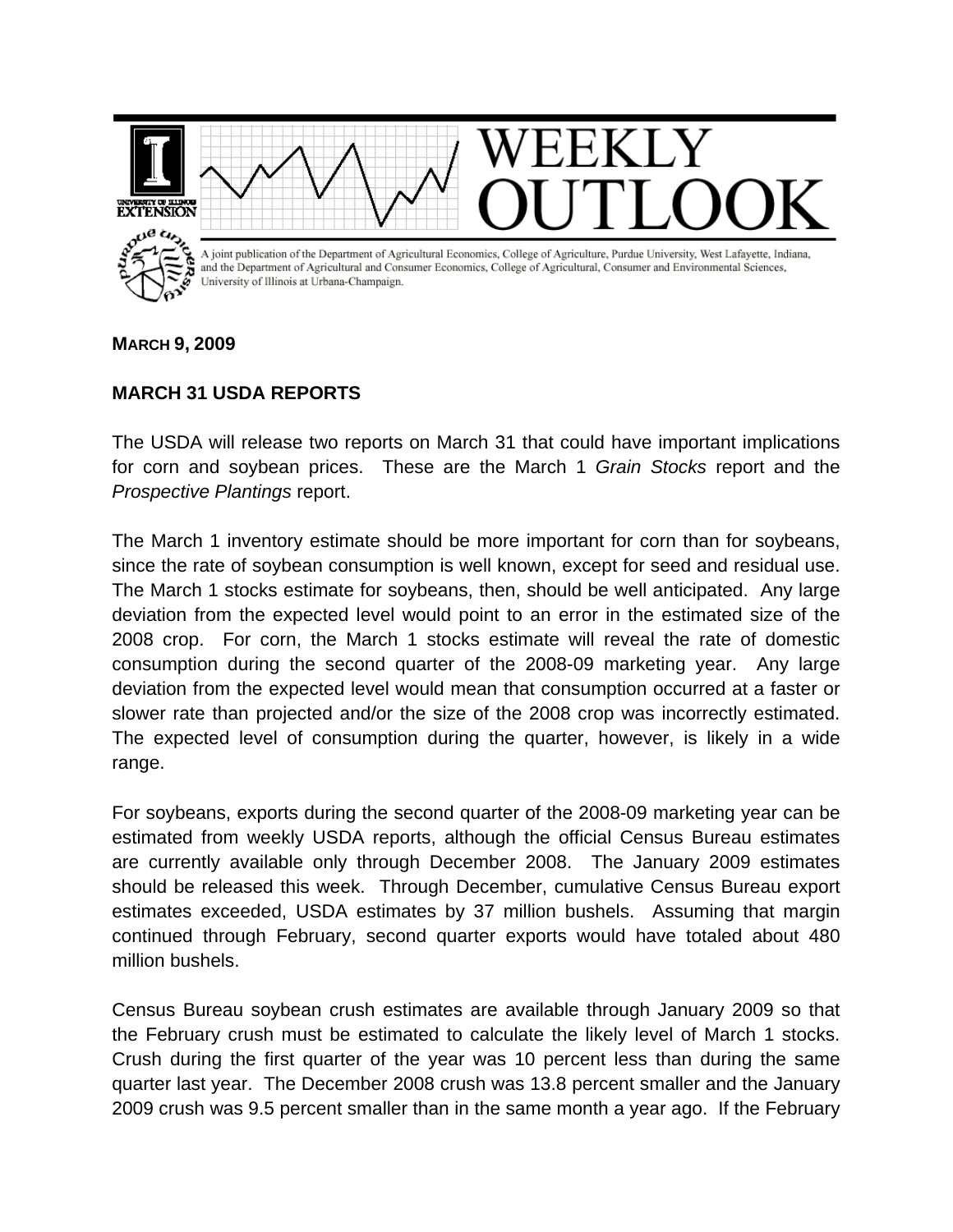# WEEKLY OUTLOOK

A joint publication of the Department of Agricultural Economics, College of Agriculture, Purdue University, West Lafayette, Indiana, and the Department of Agricultural and Consumer Economics, College of Agricultural, Consumer and Environmental Sciences, University of Illinois at Urbana-Champaign.

**MARCH 9, 2009**

## MARCH 31 USDA REPORTS

The USDA will release two reports on March 31 that could have important implications for corn and soybean prices. These are the March 1 *Grain Stocks* report and the *Prospective Plantings* report.

The March 1 inventory estimate should be more important for corn than for soybeans, since the rate of soybean consumption is well known, except for seed and residual use. The March 1 stocks estimate for soybeans, then, should be well anticipated. Any large deviation from the expected level would point to an error in the estimated size of the 2008 crop. For corn, the March 1 stocks estimate will reveal the rate of domestic consumption during the second quarter of the 2008-09 marketing year. Any large deviation from the expected level would mean that consumption occurred at a faster or slower rate than projected and/or the size of the 2008 crop was incorrectly estimated. The expected level of consumption during the quarter, however, is likely in a wide range.

For soybeans, exports during the second quarter of the 2008-09 marketing year can be estimated from weekly USDA reports, although the official Census Bureau estimates are currently available only through December 2008. The January 2009 estimates should be released this week. Through December, cumulative Census Bureau export estimates exceeded, USDA estimates by 37 million bushels. Assuming that margin continued through February, second quarter exports would have totaled about 480 million bushels.

Census Bureau soybean crush estimates are available through January 2009 so that the February crush must be estimated to calculate the likely level of March 1 stocks. Crush during the first quarter of the year was 10 percent less than during the same quarter last year. The December 2008 crush was 13.8 percent smaller and the January 2009 crush was 9.5 percent smaller than in the same month a year ago. If the February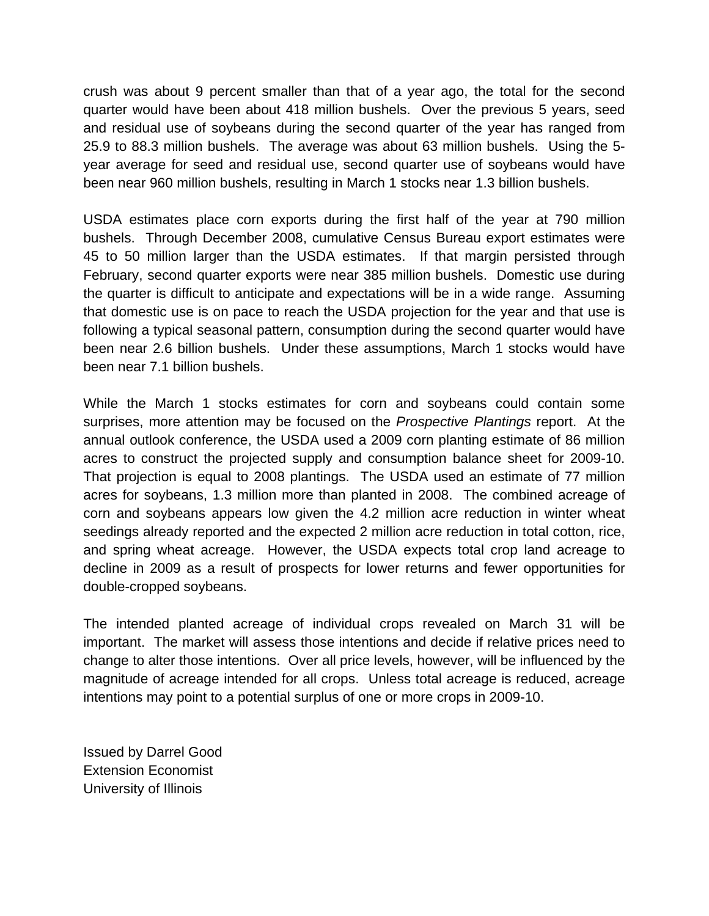crush was about 9 percent smaller than that of a year ago, the total for the second quarter would have been about 418 million bushels. Over the previous 5 years, seed and residual use of soybeans during the second quarter of the year has ranged from 25.9 to 88.3 million bushels. The average was about 63 million bushels. Using the 5-year average for seed and residual use, second quarter use of soybeans would have been near 960 million bushels, resulting in March 1 stocks near 1.3 billion bushels.

USDA estimates place corn exports during the first half of the year at 790 million bushels. Through December 2008, cumulative Census Bureau export estimates were 45 to 50 million larger than the USDA estimates. If that margin persisted through February, second quarter exports were near 385 million bushels. Domestic use during the quarter is difficult to anticipate and expectations will be in a wide range. Assuming that domestic use is on pace to reach the USDA projection for the year and that use is following a typical seasonal pattern, consumption during the second quarter would have been near 2.6 billion bushels. Under these assumptions, March 1 stocks would have been near 7.1 billion bushels.

While the March 1 stocks estimates for corn and soybeans could contain some surprises, more attention may be focused on the *Prospective Plantings* report. At the annual outlook conference, the USDA used a 2009 corn planting estimate of 86 million acres to construct the projected supply and consumption balance sheet for 2009-10. That projection is equal to 2008 plantings. The USDA used an estimate of 77 million acres for soybeans, 1.3 million more than planted in 2008. The combined acreage of corn and soybeans appears low given the 4.2 million acre reduction in winter wheat seedings already reported and the expected 2 million acre reduction in total cotton, rice, and spring wheat acreage. However, the USDA expects total crop land acreage to decline in 2009 as a result of prospects for lower returns and fewer opportunities for double-cropped soybeans.

The intended planted acreage of individual crops revealed on March 31 will be important. The market will assess those intentions and decide if relative prices need to change to alter those intentions. Over all price levels, however, will be influenced by the magnitude of acreage intended for all crops. Unless total acreage is reduced, acreage intentions may point to a potential surplus of one or more crops in 2009-10.

Issued by Darrel Good
Extension Economist
University of Illinois